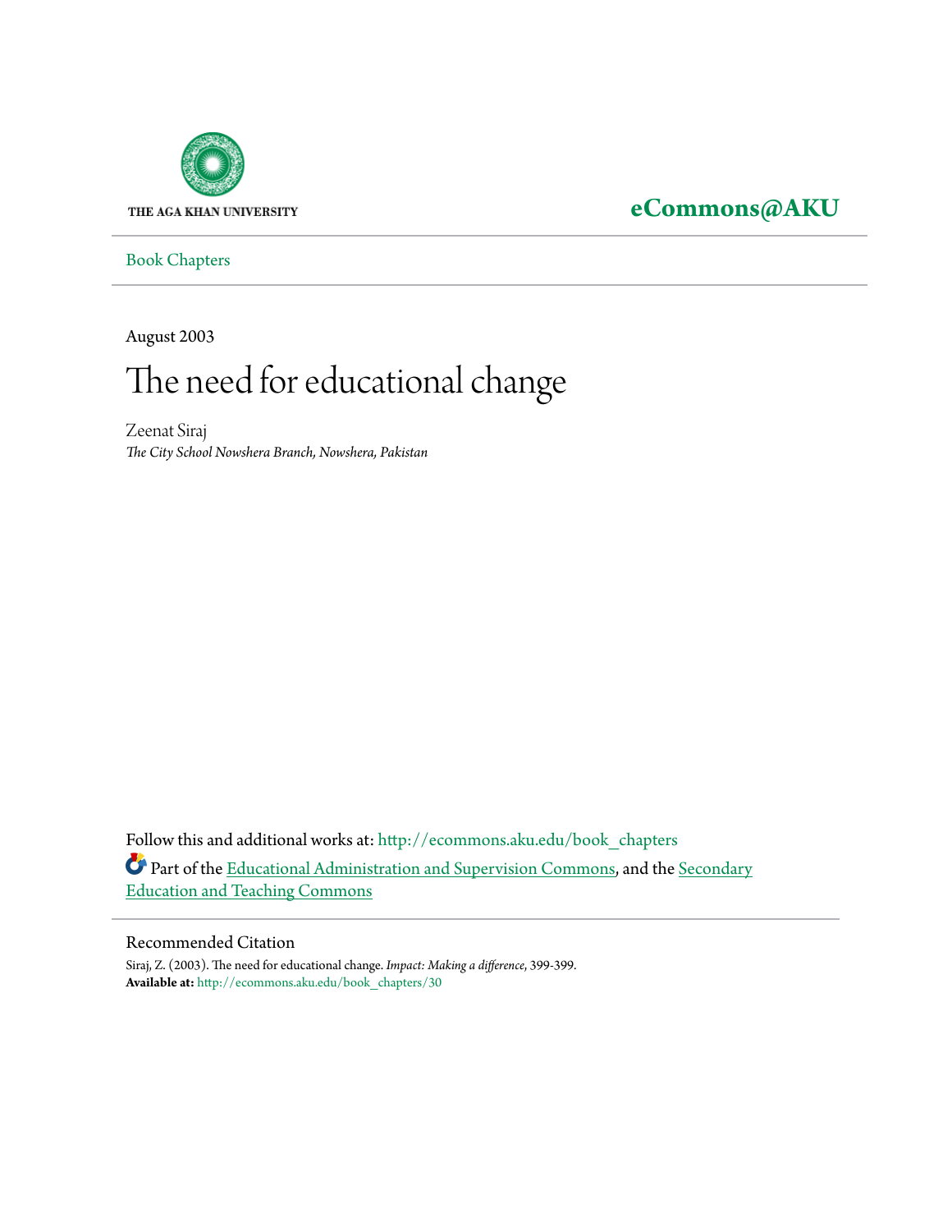THE AGA KHAN UNIVERSITY

**eCommons@AKU**

Book Chapters

August 2003

# The need for educational change

Zeenat Siraj
*The City School Nowshera Branch, Nowshera, Pakistan*

Follow this and additional works at: http://ecommons.aku.edu/book_chapters

Part of the Educational Administration and Supervision Commons, and the Secondary Education and Teaching Commons

## Recommended Citation

Siraj, Z. (2003). The need for educational change. *Impact: Making a difference*, 399-399.
**Available at:** http://ecommons.aku.edu/book_chapters/30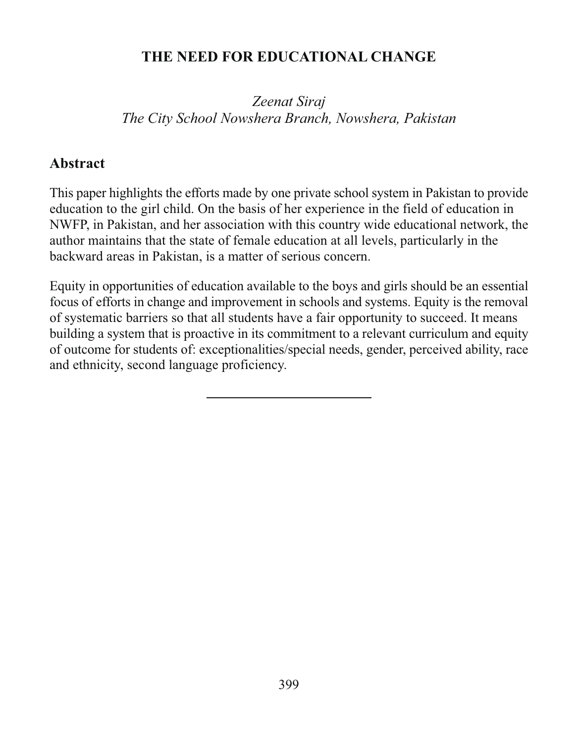# THE NEED FOR EDUCATIONAL CHANGE

*Zeenat Siraj*
*The City School Nowshera Branch, Nowshera, Pakistan*

## Abstract

This paper highlights the efforts made by one private school system in Pakistan to provide education to the girl child. On the basis of her experience in the field of education in NWFP, in Pakistan, and her association with this country wide educational network, the author maintains that the state of female education at all levels, particularly in the backward areas in Pakistan, is a matter of serious concern.

Equity in opportunities of education available to the boys and girls should be an essential focus of efforts in change and improvement in schools and systems. Equity is the removal of systematic barriers so that all students have a fair opportunity to succeed. It means building a system that is proactive in its commitment to a relevant curriculum and equity of outcome for students of: exceptionalities/special needs, gender, perceived ability, race and ethnicity, second language proficiency.

---